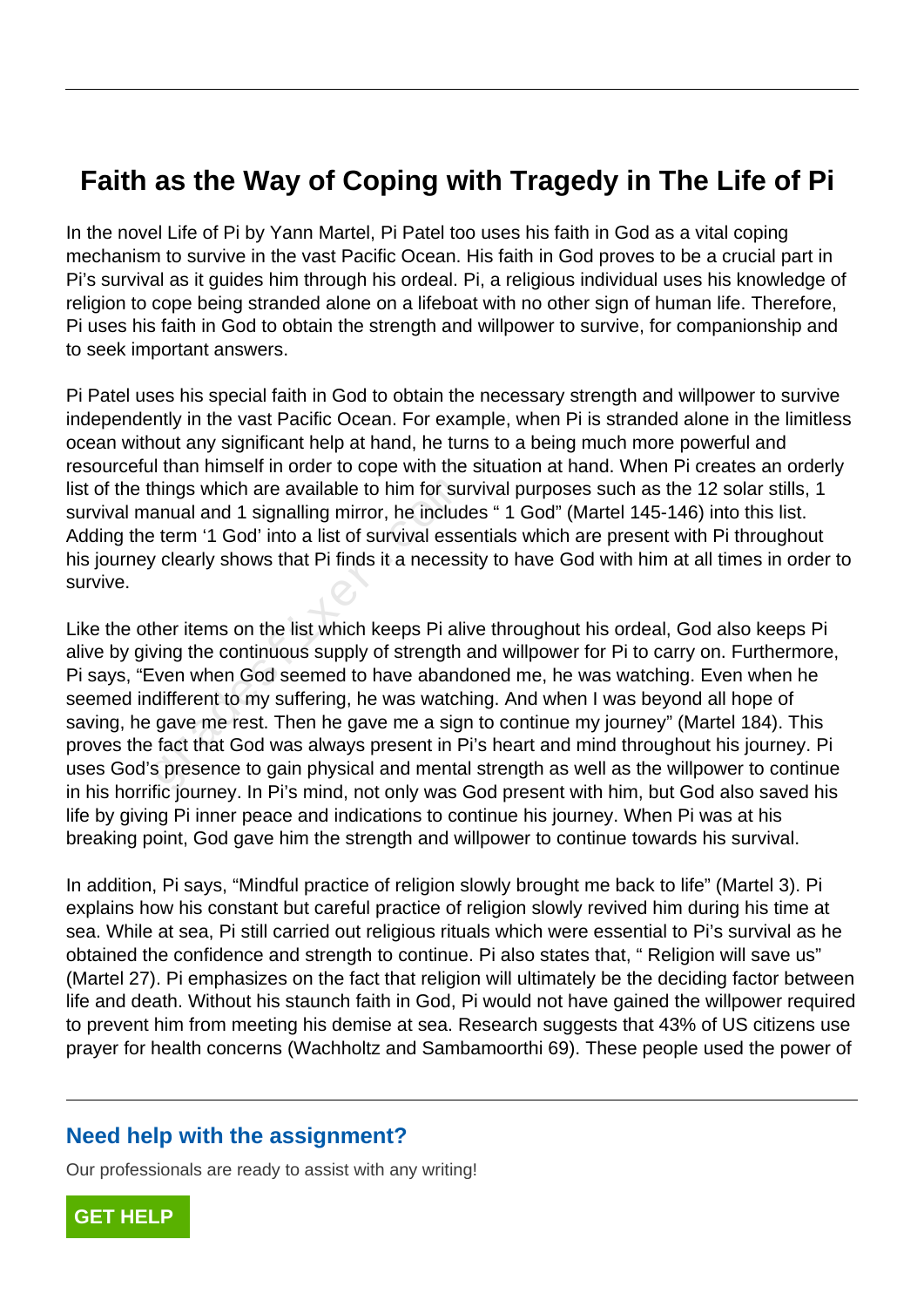# Faith as the Way of Coping with Tragedy in The Life of Pi

In the novel Life of Pi by Yann Martel, Pi Patel too uses his faith in God as a vital coping mechanism to survive in the vast Pacific Ocean. His faith in God proves to be a crucial part in Pi's survival as it guides him through his ordeal. Pi, a religious individual uses his knowledge of religion to cope being stranded alone on a lifeboat with no other sign of human life. Therefore, Pi uses his faith in God to obtain the strength and willpower to survive, for companionship and to seek important answers.

Pi Patel uses his special faith in God to obtain the necessary strength and willpower to survive independently in the vast Pacific Ocean. For example, when Pi is stranded alone in the limitless ocean without any significant help at hand, he turns to a being much more powerful and resourceful than himself in order to cope with the situation at hand. When Pi creates an orderly list of the things which are available to him for survival purposes such as the 12 solar stills, 1 survival manual and 1 signalling mirror, he includes " 1 God" (Martel 145-146) into this list. Adding the term '1 God' into a list of survival essentials which are present with Pi throughout his journey clearly shows that Pi finds it a necessity to have God with him at all times in order to survive.

Like the other items on the list which keeps Pi alive throughout his ordeal, God also keeps Pi alive by giving the continuous supply of strength and willpower for Pi to carry on. Furthermore, Pi says, "Even when God seemed to have abandoned me, he was watching. Even when he seemed indifferent to my suffering, he was watching. And when I was beyond all hope of saving, he gave me rest. Then he gave me a sign to continue my journey" (Martel 184). This proves the fact that God was always present in Pi's heart and mind throughout his journey. Pi uses God's presence to gain physical and mental strength as well as the willpower to continue in his horrific journey. In Pi's mind, not only was God present with him, but God also saved his life by giving Pi inner peace and indications to continue his journey. When Pi was at his breaking point, God gave him the strength and willpower to continue towards his survival.

In addition, Pi says, "Mindful practice of religion slowly brought me back to life" (Martel 3). Pi explains how his constant but careful practice of religion slowly revived him during his time at sea. While at sea, Pi still carried out religious rituals which were essential to Pi's survival as he obtained the confidence and strength to continue. Pi also states that, " Religion will save us" (Martel 27). Pi emphasizes on the fact that religion will ultimately be the deciding factor between life and death. Without his staunch faith in God, Pi would not have gained the willpower required to prevent him from meeting his demise at sea. Research suggests that 43% of US citizens use prayer for health concerns (Wachholtz and Sambamoorthi 69). These people used the power of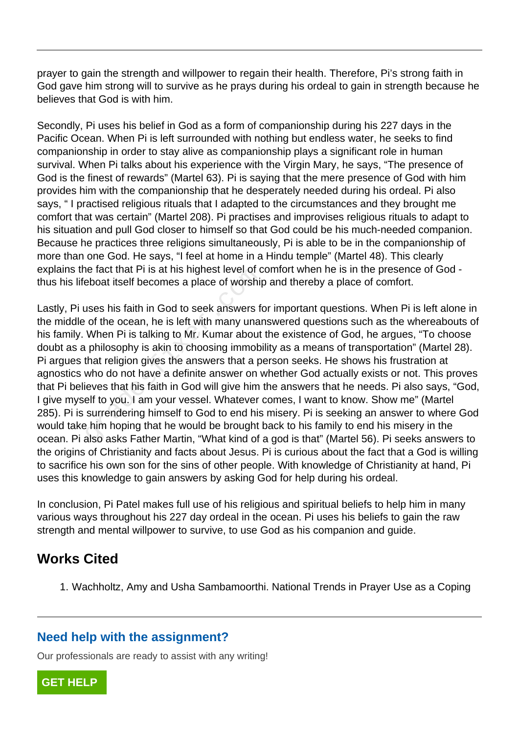prayer to gain the strength and willpower to regain their health. Therefore, Pi's strong faith in God gave him strong will to survive as he prays during his ordeal to gain in strength because he believes that God is with him.

Secondly, Pi uses his belief in God as a form of companionship during his 227 days in the Pacific Ocean. When Pi is left surrounded with nothing but endless water, he seeks to find companionship in order to stay alive as companionship plays a significant role in human survival. When Pi talks about his experience with the Virgin Mary, he says, "The presence of God is the finest of rewards" (Martel 63). Pi is saying that the mere presence of God with him provides him with the companionship that he desperately needed during his ordeal. Pi also says, " I practised religious rituals that I adapted to the circumstances and they brought me comfort that was certain" (Martel 208). Pi practises and improvises religious rituals to adapt to his situation and pull God closer to himself so that God could be his much-needed companion. Because he practices three religions simultaneously, Pi is able to be in the companionship of more than one God. He says, "I feel at home in a Hindu temple" (Martel 48). This clearly explains the fact that Pi is at his highest level of comfort when he is in the presence of God - thus his lifeboat itself becomes a place of worship and thereby a place of comfort.

Lastly, Pi uses his faith in God to seek answers for important questions. When Pi is left alone in the middle of the ocean, he is left with many unanswered questions such as the whereabouts of his family. When Pi is talking to Mr. Kumar about the existence of God, he argues, "To choose doubt as a philosophy is akin to choosing immobility as a means of transportation" (Martel 28). Pi argues that religion gives the answers that a person seeks. He shows his frustration at agnostics who do not have a definite answer on whether God actually exists or not. This proves that Pi believes that his faith in God will give him the answers that he needs. Pi also says, "God, I give myself to you. I am your vessel. Whatever comes, I want to know. Show me" (Martel 285). Pi is surrendering himself to God to end his misery. Pi is seeking an answer to where God would take him hoping that he would be brought back to his family to end his misery in the ocean. Pi also asks Father Martin, "What kind of a god is that" (Martel 56). Pi seeks answers to the origins of Christianity and facts about Jesus. Pi is curious about the fact that a God is willing to sacrifice his own son for the sins of other people. With knowledge of Christianity at hand, Pi uses this knowledge to gain answers by asking God for help during his ordeal.

In conclusion, Pi Patel makes full use of his religious and spiritual beliefs to help him in many various ways throughout his 227 day ordeal in the ocean. Pi uses his beliefs to gain the raw strength and mental willpower to survive, to use God as his companion and guide.

## Works Cited

1. Wachholtz, Amy and Usha Sambamoorthi. National Trends in Prayer Use as a Coping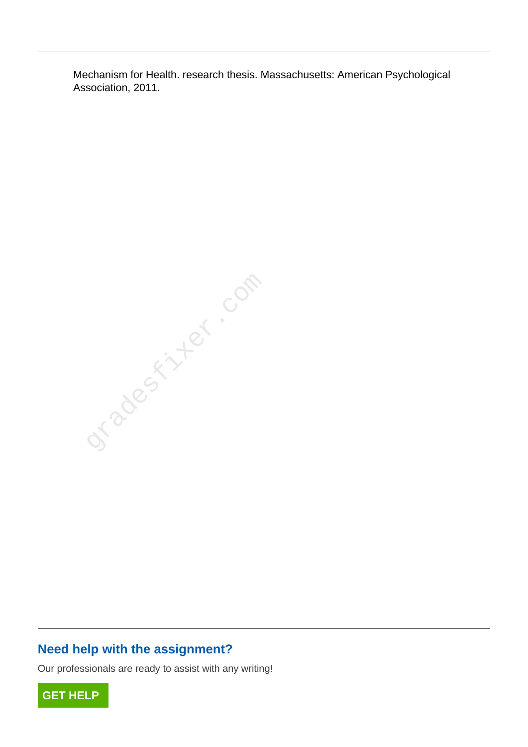Mechanism for Health. research thesis. Massachusetts: American Psychological Association, 2011.

## Need help with the assignment?

Our professionals are ready to assist with any writing!

**GET HELP**